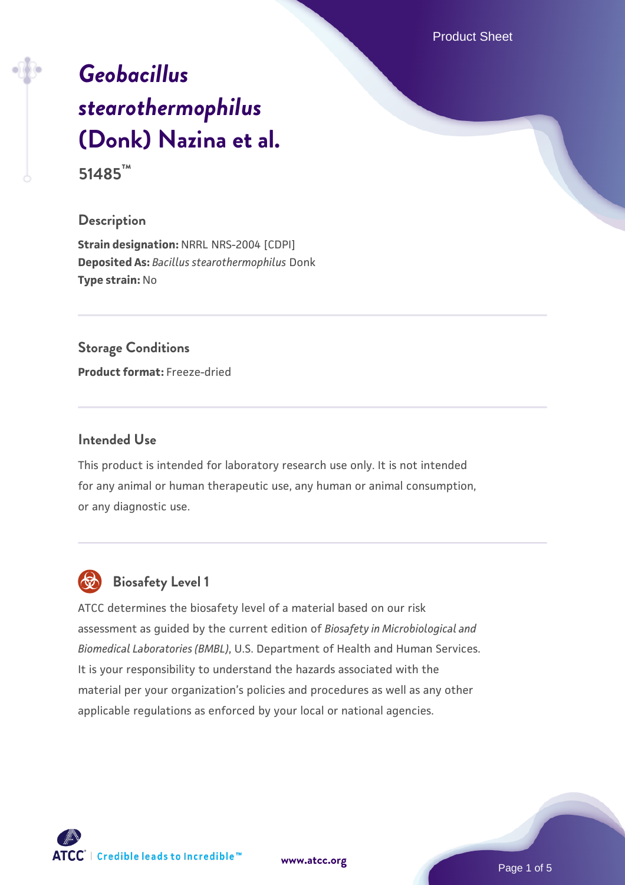# *Geobacillus stearothermophilus* (Donk) Nazina et al.

**51485™**

## Description

**Strain designation:** NRRL NRS-2004 [CDPI]
**Deposited As:** *Bacillus stearothermophilus* Donk
**Type strain:** No

## Storage Conditions

**Product format:** Freeze-dried

## Intended Use

This product is intended for laboratory research use only. It is not intended for any animal or human therapeutic use, any human or animal consumption, or any diagnostic use.

## Biosafety Level 1

ATCC determines the biosafety level of a material based on our risk assessment as guided by the current edition of *Biosafety in Microbiological and Biomedical Laboratories (BMBL)*, U.S. Department of Health and Human Services. It is your responsibility to understand the hazards associated with the material per your organization's policies and procedures as well as any other applicable regulations as enforced by your local or national agencies.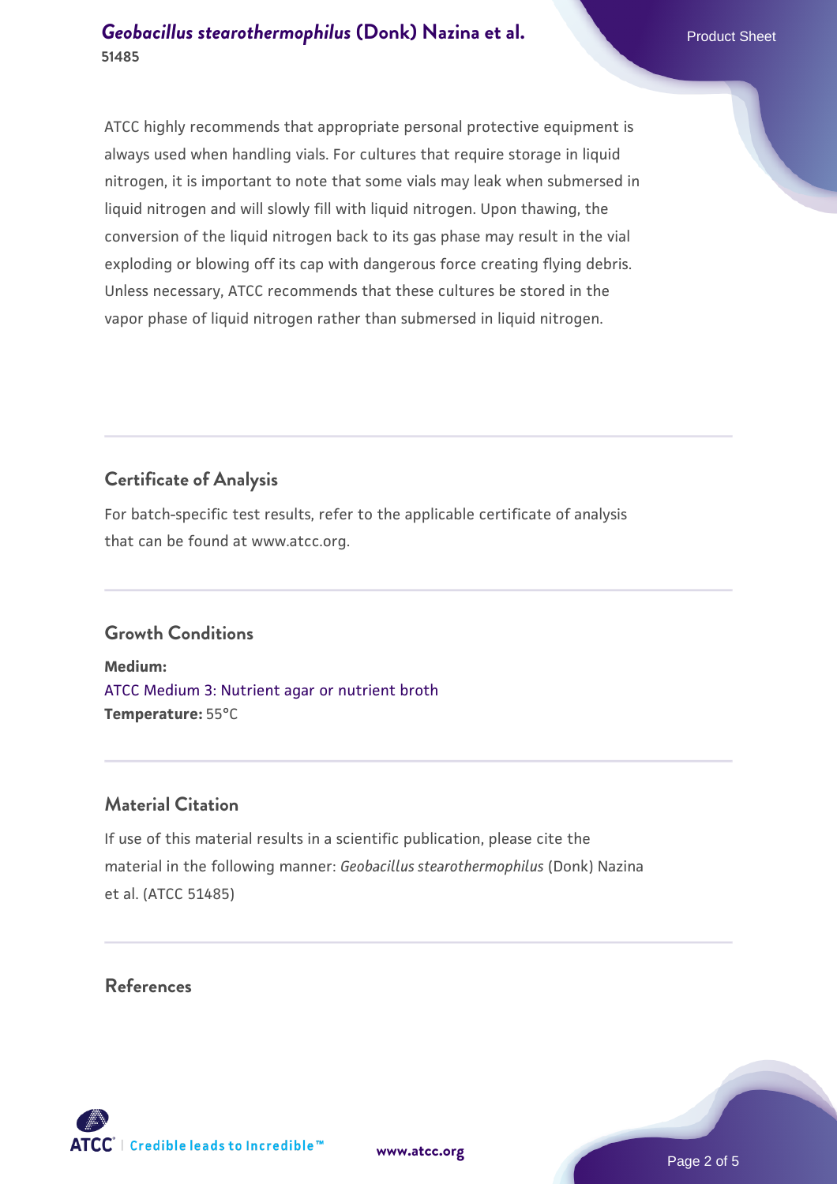ATCC highly recommends that appropriate personal protective equipment is always used when handling vials. For cultures that require storage in liquid nitrogen, it is important to note that some vials may leak when submersed in liquid nitrogen and will slowly fill with liquid nitrogen. Upon thawing, the conversion of the liquid nitrogen back to its gas phase may result in the vial exploding or blowing off its cap with dangerous force creating flying debris. Unless necessary, ATCC recommends that these cultures be stored in the vapor phase of liquid nitrogen rather than submersed in liquid nitrogen.

## Certificate of Analysis

For batch-specific test results, refer to the applicable certificate of analysis that can be found at www.atcc.org.

## Growth Conditions

**Medium:**
ATCC Medium 3: Nutrient agar or nutrient broth
**Temperature:** 55°C

## Material Citation

If use of this material results in a scientific publication, please cite the material in the following manner: *Geobacillus stearothermophilus* (Donk) Nazina et al. (ATCC 51485)

## References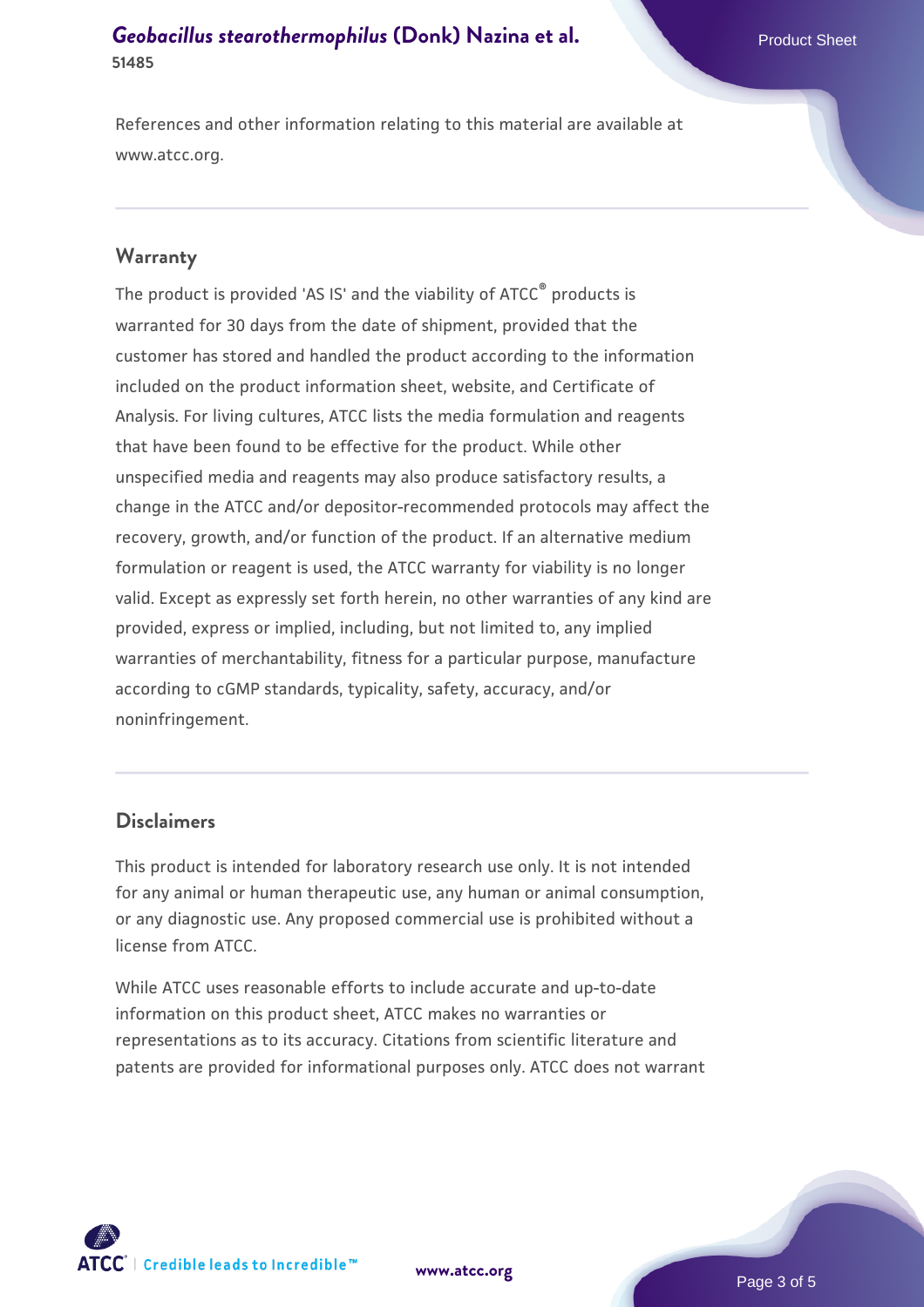References and other information relating to this material are available at www.atcc.org.

## Warranty

The product is provided 'AS IS' and the viability of ATCC® products is warranted for 30 days from the date of shipment, provided that the customer has stored and handled the product according to the information included on the product information sheet, website, and Certificate of Analysis. For living cultures, ATCC lists the media formulation and reagents that have been found to be effective for the product. While other unspecified media and reagents may also produce satisfactory results, a change in the ATCC and/or depositor-recommended protocols may affect the recovery, growth, and/or function of the product. If an alternative medium formulation or reagent is used, the ATCC warranty for viability is no longer valid. Except as expressly set forth herein, no other warranties of any kind are provided, express or implied, including, but not limited to, any implied warranties of merchantability, fitness for a particular purpose, manufacture according to cGMP standards, typicality, safety, accuracy, and/or noninfringement.

## Disclaimers

This product is intended for laboratory research use only. It is not intended for any animal or human therapeutic use, any human or animal consumption, or any diagnostic use. Any proposed commercial use is prohibited without a license from ATCC.

While ATCC uses reasonable efforts to include accurate and up-to-date information on this product sheet, ATCC makes no warranties or representations as to its accuracy. Citations from scientific literature and patents are provided for informational purposes only. ATCC does not warrant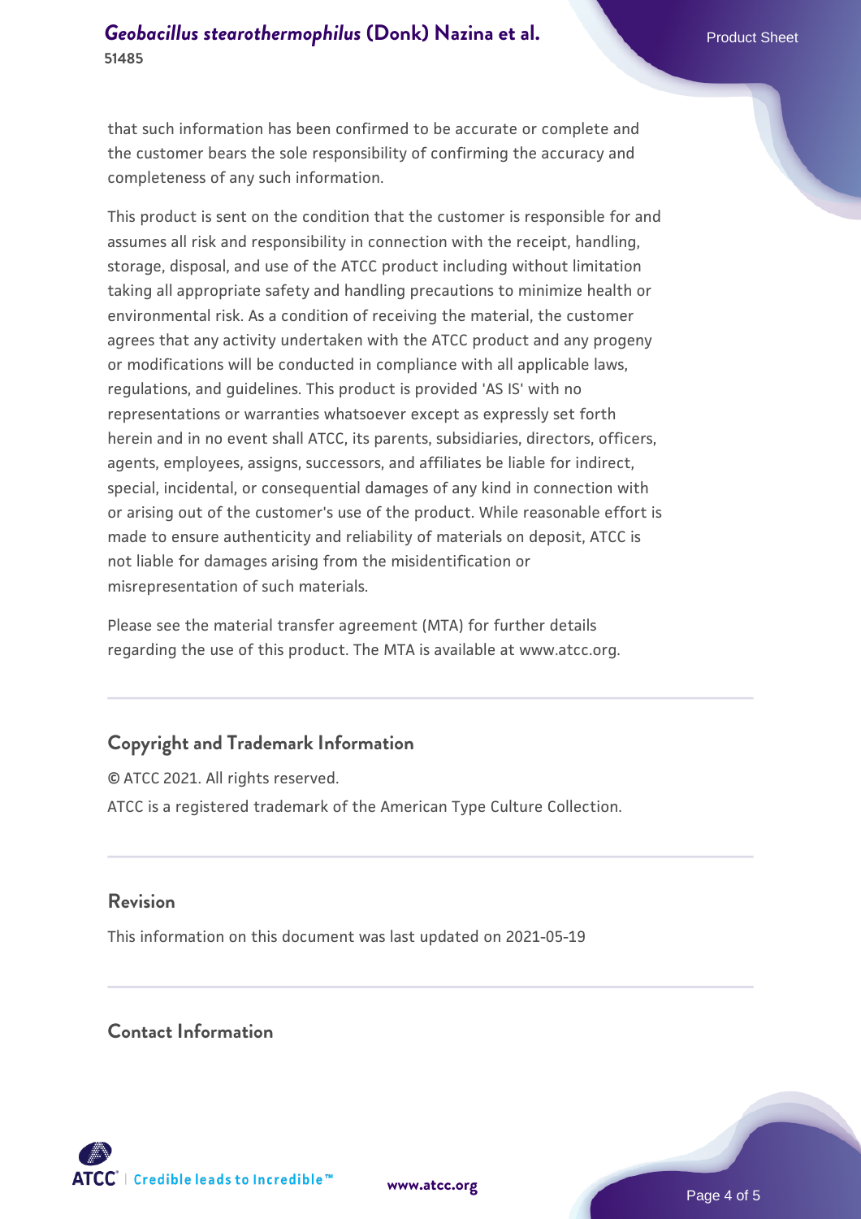that such information has been confirmed to be accurate or complete and the customer bears the sole responsibility of confirming the accuracy and completeness of any such information.

This product is sent on the condition that the customer is responsible for and assumes all risk and responsibility in connection with the receipt, handling, storage, disposal, and use of the ATCC product including without limitation taking all appropriate safety and handling precautions to minimize health or environmental risk. As a condition of receiving the material, the customer agrees that any activity undertaken with the ATCC product and any progeny or modifications will be conducted in compliance with all applicable laws, regulations, and guidelines. This product is provided 'AS IS' with no representations or warranties whatsoever except as expressly set forth herein and in no event shall ATCC, its parents, subsidiaries, directors, officers, agents, employees, assigns, successors, and affiliates be liable for indirect, special, incidental, or consequential damages of any kind in connection with or arising out of the customer's use of the product. While reasonable effort is made to ensure authenticity and reliability of materials on deposit, ATCC is not liable for damages arising from the misidentification or misrepresentation of such materials.

Please see the material transfer agreement (MTA) for further details regarding the use of this product. The MTA is available at www.atcc.org.

## Copyright and Trademark Information

© ATCC 2021. All rights reserved.

ATCC is a registered trademark of the American Type Culture Collection.

## Revision

This information on this document was last updated on 2021-05-19

## Contact Information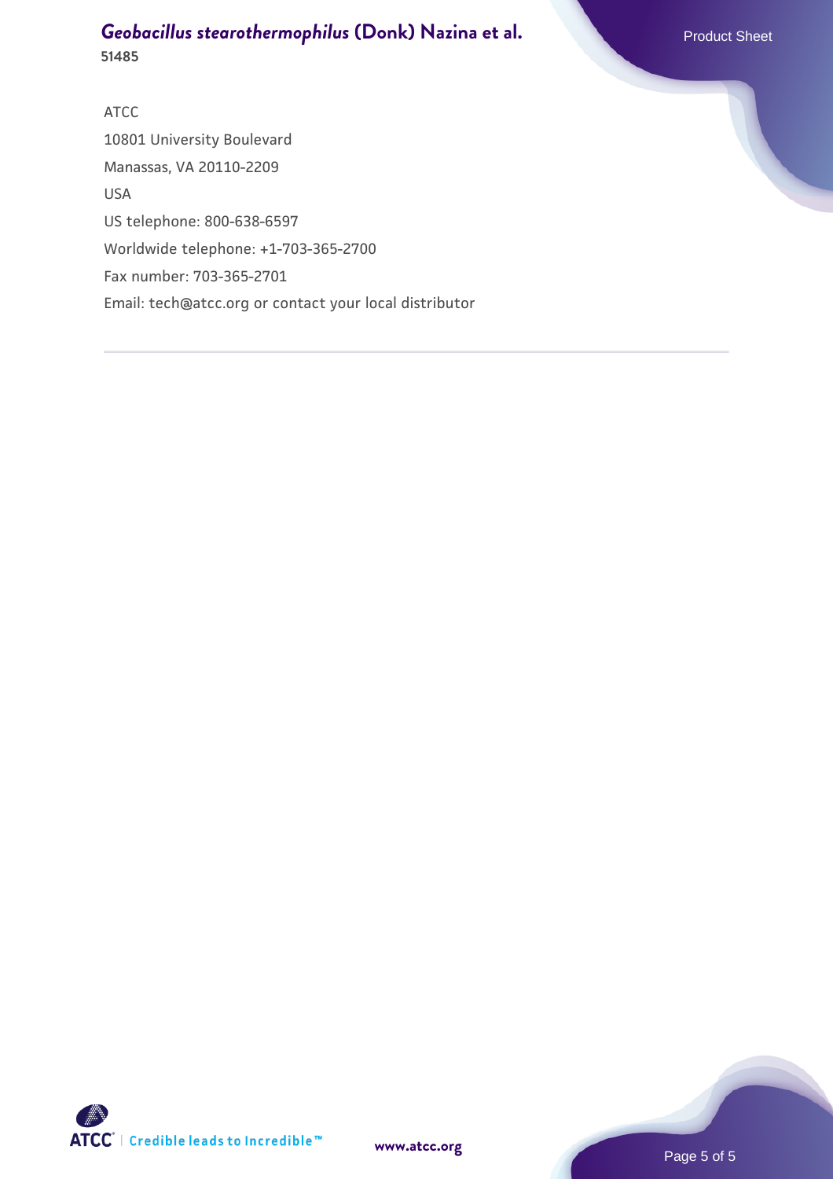ATCC

10801 University Boulevard

Manassas, VA 20110-2209

USA

US telephone: 800-638-6597

Worldwide telephone: +1-703-365-2700

Fax number: 703-365-2701

Email: tech@atcc.org or contact your local distributor